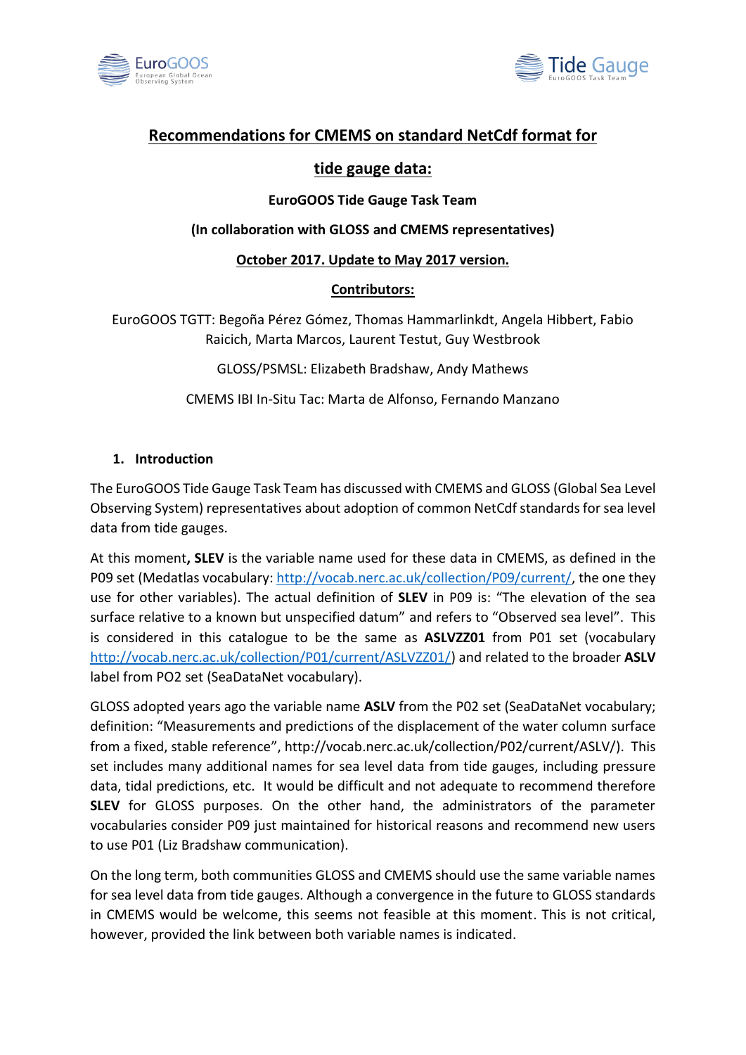# Recommendations for CMEMS on standard NetCdf format for tide gauge data:

**EuroGOOS Tide Gauge Task Team**

**(In collaboration with GLOSS and CMEMS representatives)**

**October 2017. Update to May 2017 version.**

**Contributors:**

EuroGOOS TGTT: Begoña Pérez Gómez, Thomas Hammarlinkdt, Angela Hibbert, Fabio Raicich, Marta Marcos, Laurent Testut, Guy Westbrook

GLOSS/PSMSL: Elizabeth Bradshaw, Andy Mathews

CMEMS IBI In-Situ Tac: Marta de Alfonso, Fernando Manzano

## 1. Introduction

The EuroGOOS Tide Gauge Task Team has discussed with CMEMS and GLOSS (Global Sea Level Observing System) representatives about adoption of common NetCdf standards for sea level data from tide gauges.

At this moment**, SLEV** is the variable name used for these data in CMEMS, as defined in the P09 set (Medatlas vocabulary: http://vocab.nerc.ac.uk/collection/P09/current/, the one they use for other variables). The actual definition of **SLEV** in P09 is: "The elevation of the sea surface relative to a known but unspecified datum" and refers to "Observed sea level". This is considered in this catalogue to be the same as **ASLVZZ01** from P01 set (vocabulary http://vocab.nerc.ac.uk/collection/P01/current/ASLVZZ01/) and related to the broader **ASLV** label from PO2 set (SeaDataNet vocabulary).

GLOSS adopted years ago the variable name **ASLV** from the P02 set (SeaDataNet vocabulary; definition: "Measurements and predictions of the displacement of the water column surface from a fixed, stable reference", http://vocab.nerc.ac.uk/collection/P02/current/ASLV/). This set includes many additional names for sea level data from tide gauges, including pressure data, tidal predictions, etc. It would be difficult and not adequate to recommend therefore **SLEV** for GLOSS purposes. On the other hand, the administrators of the parameter vocabularies consider P09 just maintained for historical reasons and recommend new users to use P01 (Liz Bradshaw communication).

On the long term, both communities GLOSS and CMEMS should use the same variable names for sea level data from tide gauges. Although a convergence in the future to GLOSS standards in CMEMS would be welcome, this seems not feasible at this moment. This is not critical, however, provided the link between both variable names is indicated.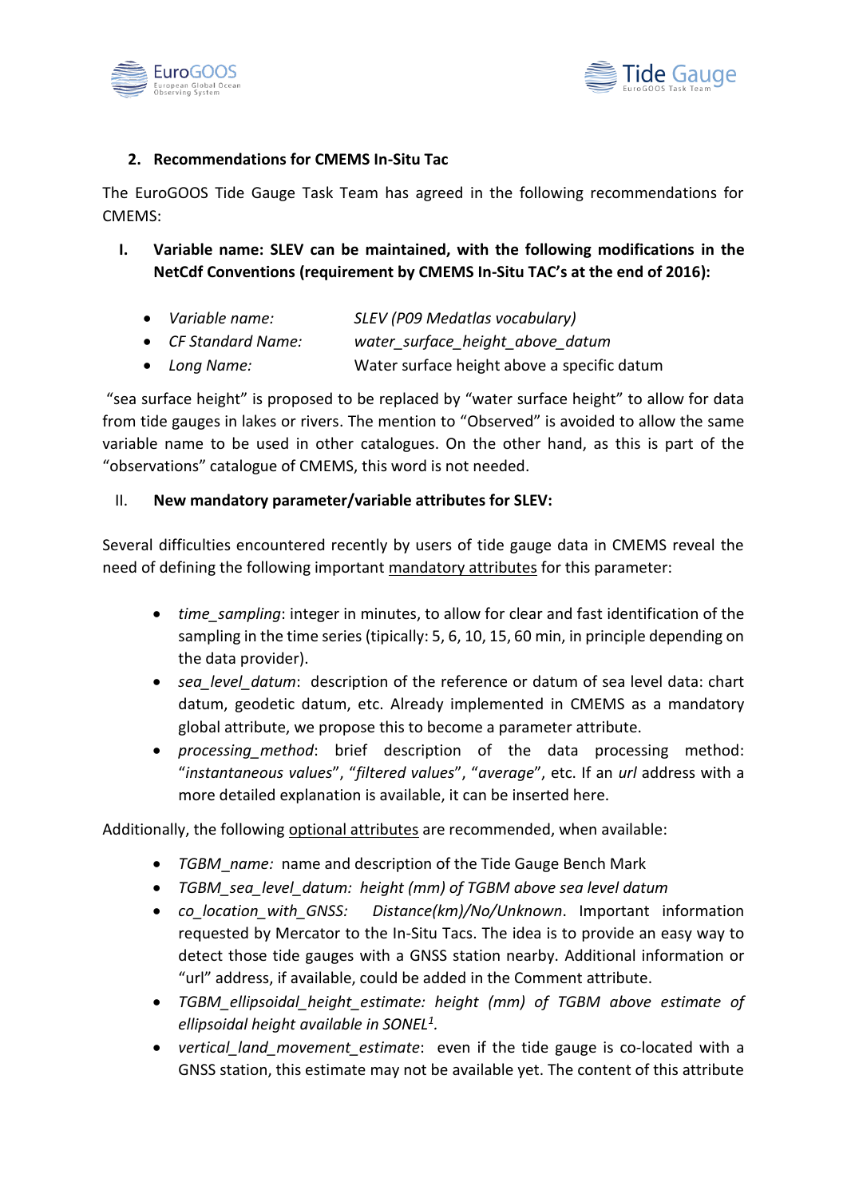## 2. Recommendations for CMEMS In-Situ Tac

The EuroGOOS Tide Gauge Task Team has agreed in the following recommendations for CMEMS:

**I. Variable name: SLEV can be maintained, with the following modifications in the NetCdf Conventions (requirement by CMEMS In-Situ TAC's at the end of 2016):**

- *Variable name:* *SLEV (P09 Medatlas vocabulary)*
- *CF Standard Name:* *water_surface_height_above_datum*
- *Long Name:* Water surface height above a specific datum

"sea surface height" is proposed to be replaced by "water surface height" to allow for data from tide gauges in lakes or rivers. The mention to "Observed" is avoided to allow the same variable name to be used in other catalogues. On the other hand, as this is part of the "observations" catalogue of CMEMS, this word is not needed.

II. **New mandatory parameter/variable attributes for SLEV:**

Several difficulties encountered recently by users of tide gauge data in CMEMS reveal the need of defining the following important mandatory attributes for this parameter:

- *time_sampling*: integer in minutes, to allow for clear and fast identification of the sampling in the time series (tipically: 5, 6, 10, 15, 60 min, in principle depending on the data provider).
- *sea_level_datum*: description of the reference or datum of sea level data: chart datum, geodetic datum, etc. Already implemented in CMEMS as a mandatory global attribute, we propose this to become a parameter attribute.
- *processing_method*: brief description of the data processing method: "*instantaneous values*", "*filtered values*", "*average*", etc. If an *url* address with a more detailed explanation is available, it can be inserted here.

Additionally, the following optional attributes are recommended, when available:

- *TGBM_name:* name and description of the Tide Gauge Bench Mark
- *TGBM_sea_level_datum: height (mm) of TGBM above sea level datum*
- *co_location_with_GNSS: Distance(km)/No/Unknown*. Important information requested by Mercator to the In-Situ Tacs. The idea is to provide an easy way to detect those tide gauges with a GNSS station nearby. Additional information or "url" address, if available, could be added in the Comment attribute.
- *TGBM_ellipsoidal_height_estimate: height (mm) of TGBM above estimate of ellipsoidal height available in SONEL[1].*
- *vertical_land_movement_estimate*: even if the tide gauge is co-located with a GNSS station, this estimate may not be available yet. The content of this attribute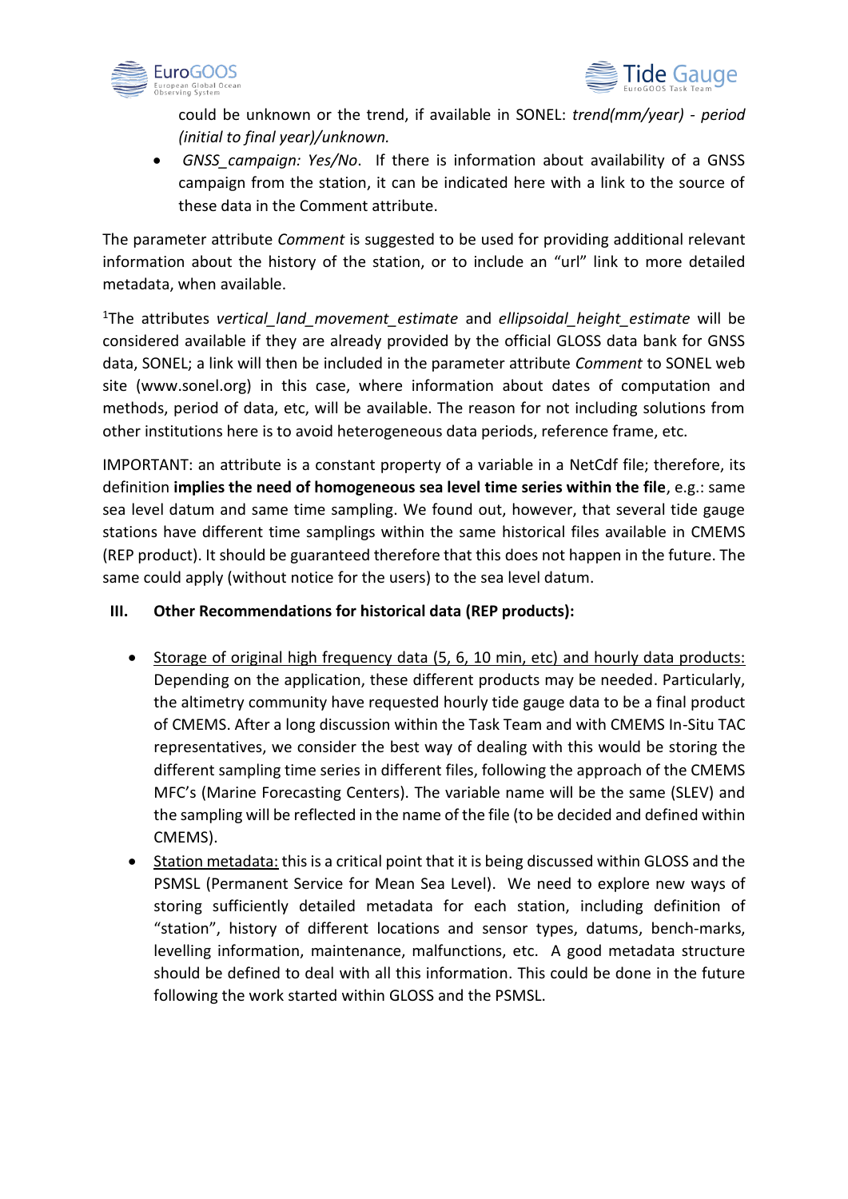could be unknown or the trend, if available in SONEL: *trend(mm/year) - period (initial to final year)/unknown.*

- *GNSS_campaign: Yes/No*. If there is information about availability of a GNSS campaign from the station, it can be indicated here with a link to the source of these data in the Comment attribute.

The parameter attribute *Comment* is suggested to be used for providing additional relevant information about the history of the station, or to include an "url" link to more detailed metadata, when available.

[1]The attributes *vertical_land_movement_estimate* and *ellipsoidal_height_estimate* will be considered available if they are already provided by the official GLOSS data bank for GNSS data, SONEL; a link will then be included in the parameter attribute *Comment* to SONEL web site (www.sonel.org) in this case, where information about dates of computation and methods, period of data, etc, will be available. The reason for not including solutions from other institutions here is to avoid heterogeneous data periods, reference frame, etc.

IMPORTANT: an attribute is a constant property of a variable in a NetCdf file; therefore, its definition **implies the need of homogeneous sea level time series within the file**, e.g.: same sea level datum and same time sampling. We found out, however, that several tide gauge stations have different time samplings within the same historical files available in CMEMS (REP product). It should be guaranteed therefore that this does not happen in the future. The same could apply (without notice for the users) to the sea level datum.

## III. Other Recommendations for historical data (REP products):

- <u>Storage of original high frequency data (5, 6, 10 min, etc) and hourly data products:</u> Depending on the application, these different products may be needed. Particularly, the altimetry community have requested hourly tide gauge data to be a final product of CMEMS. After a long discussion within the Task Team and with CMEMS In-Situ TAC representatives, we consider the best way of dealing with this would be storing the different sampling time series in different files, following the approach of the CMEMS MFC's (Marine Forecasting Centers). The variable name will be the same (SLEV) and the sampling will be reflected in the name of the file (to be decided and defined within CMEMS).
- <u>Station metadata:</u> this is a critical point that it is being discussed within GLOSS and the PSMSL (Permanent Service for Mean Sea Level). We need to explore new ways of storing sufficiently detailed metadata for each station, including definition of "station", history of different locations and sensor types, datums, bench-marks, levelling information, maintenance, malfunctions, etc. A good metadata structure should be defined to deal with all this information. This could be done in the future following the work started within GLOSS and the PSMSL.